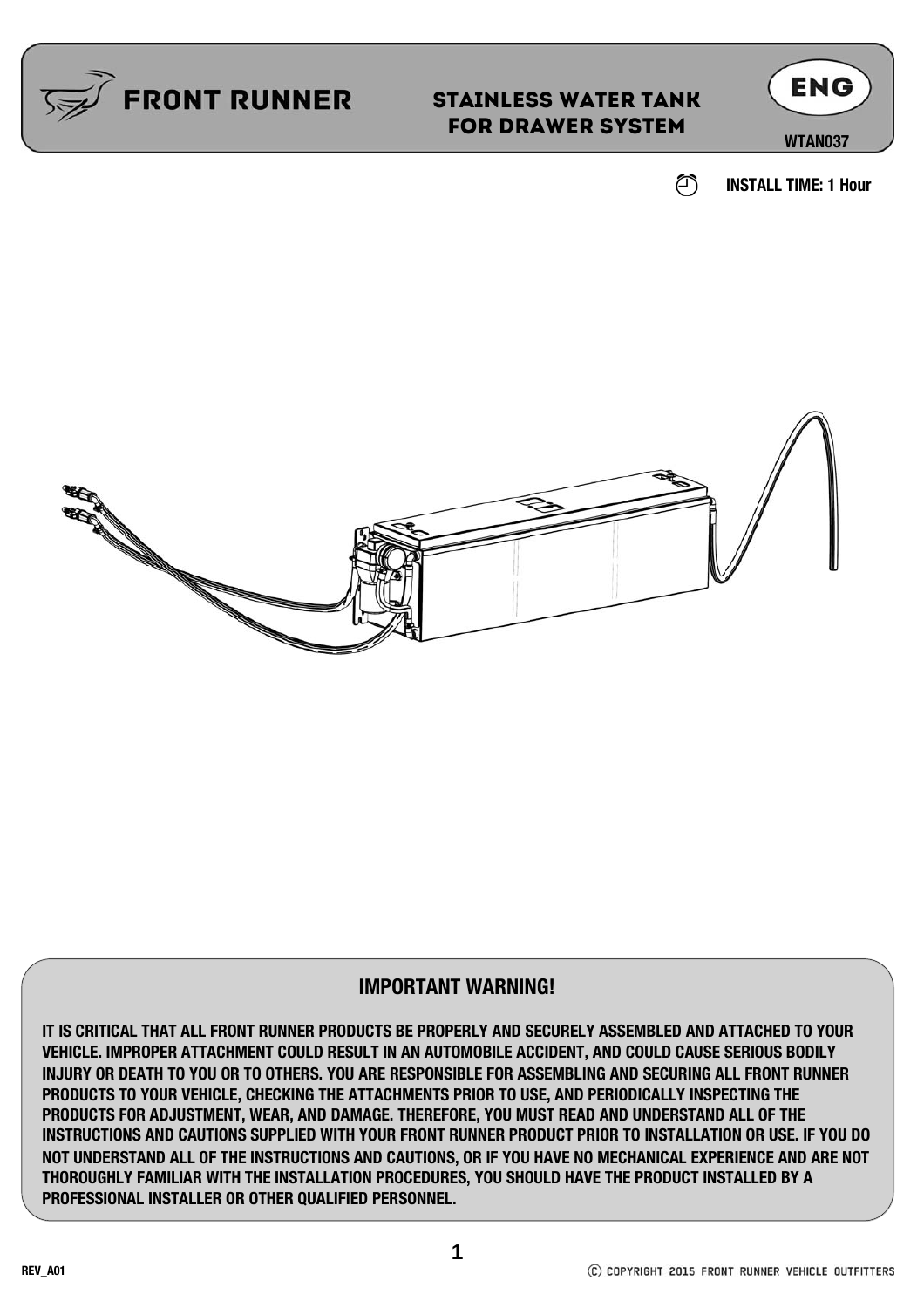FRONT RUNNER

# STAINLESS WATER TANK FOR DRAWER SYSTEM

ENG

WTAN037

INSTALL TIME: 1 Hour

## IMPORTANT WARNING!

IT IS CRITICAL THAT ALL FRONT RUNNER PRODUCTS BE PROPERLY AND SECURELY ASSEMBLED AND ATTACHED TO YOUR VEHICLE. IMPROPER ATTACHMENT COULD RESULT IN AN AUTOMOBILE ACCIDENT, AND COULD CAUSE SERIOUS BODILY INJURY OR DEATH TO YOU OR TO OTHERS. YOU ARE RESPONSIBLE FOR ASSEMBLING AND SECURING ALL FRONT RUNNER PRODUCTS TO YOUR VEHICLE, CHECKING THE ATTACHMENTS PRIOR TO USE, AND PERIODICALLY INSPECTING THE PRODUCTS FOR ADJUSTMENT, WEAR, AND DAMAGE. THEREFORE, YOU MUST READ AND UNDERSTAND ALL OF THE INSTRUCTIONS AND CAUTIONS SUPPLIED WITH YOUR FRONT RUNNER PRODUCT PRIOR TO INSTALLATION OR USE. IF YOU DO NOT UNDERSTAND ALL OF THE INSTRUCTIONS AND CAUTIONS, OR IF YOU HAVE NO MECHANICAL EXPERIENCE AND ARE NOT THOROUGHLY FAMILIAR WITH THE INSTALLATION PROCEDURES, YOU SHOULD HAVE THE PRODUCT INSTALLED BY A PROFESSIONAL INSTALLER OR OTHER QUALIFIED PERSONNEL.

REV_A01

© COPYRIGHT 2015 FRONT RUNNER VEHICLE OUTFITTERS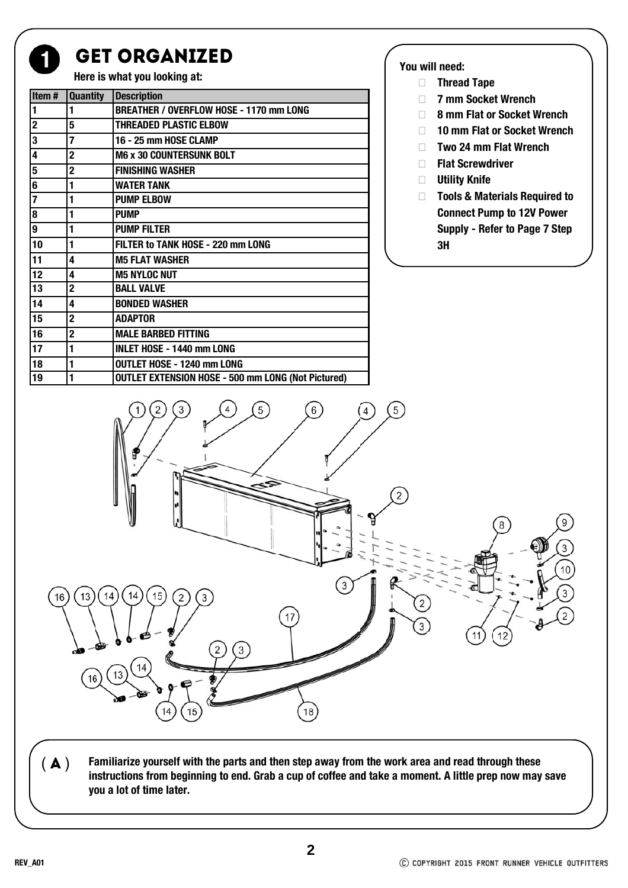# 1 GET ORGANIZED

**Here is what you looking at:**

| Item # | Quantity | Description |
|---|---|---|
| 1 | 1 | BREATHER / OVERFLOW HOSE - 1170 mm LONG |
| 2 | 5 | THREADED PLASTIC ELBOW |
| 3 | 7 | 16 - 25 mm HOSE CLAMP |
| 4 | 2 | M6 x 30 COUNTERSUNK BOLT |
| 5 | 2 | FINISHING WASHER |
| 6 | 1 | WATER TANK |
| 7 | 1 | PUMP ELBOW |
| 8 | 1 | PUMP |
| 9 | 1 | PUMP FILTER |
| 10 | 1 | FILTER to TANK HOSE - 220 mm LONG |
| 11 | 4 | M5 FLAT WASHER |
| 12 | 4 | M5 NYLOC NUT |
| 13 | 2 | BALL VALVE |
| 14 | 4 | BONDED WASHER |
| 15 | 2 | ADAPTOR |
| 16 | 2 | MALE BARBED FITTING |
| 17 | 1 | INLET HOSE - 1440 mm LONG |
| 18 | 1 | OUTLET HOSE - 1240 mm LONG |
| 19 | 1 | OUTLET EXTENSION HOSE - 500 mm LONG (Not Pictured) |

**You will need:**

- **Thread Tape**
- **7 mm Socket Wrench**
- **8 mm Flat or Socket Wrench**
- **10 mm Flat or Socket Wrench**
- **Two 24 mm Flat Wrench**
- **Flat Screwdriver**
- **Utility Knife**
- **Tools & Materials Required to Connect Pump to 12V Power Supply - Refer to Page 7 Step 3H**

**( A )** **Familiarize yourself with the parts and then step away from the work area and read through these instructions from beginning to end. Grab a cup of coffee and take a moment. A little prep now may save you a lot of time later.**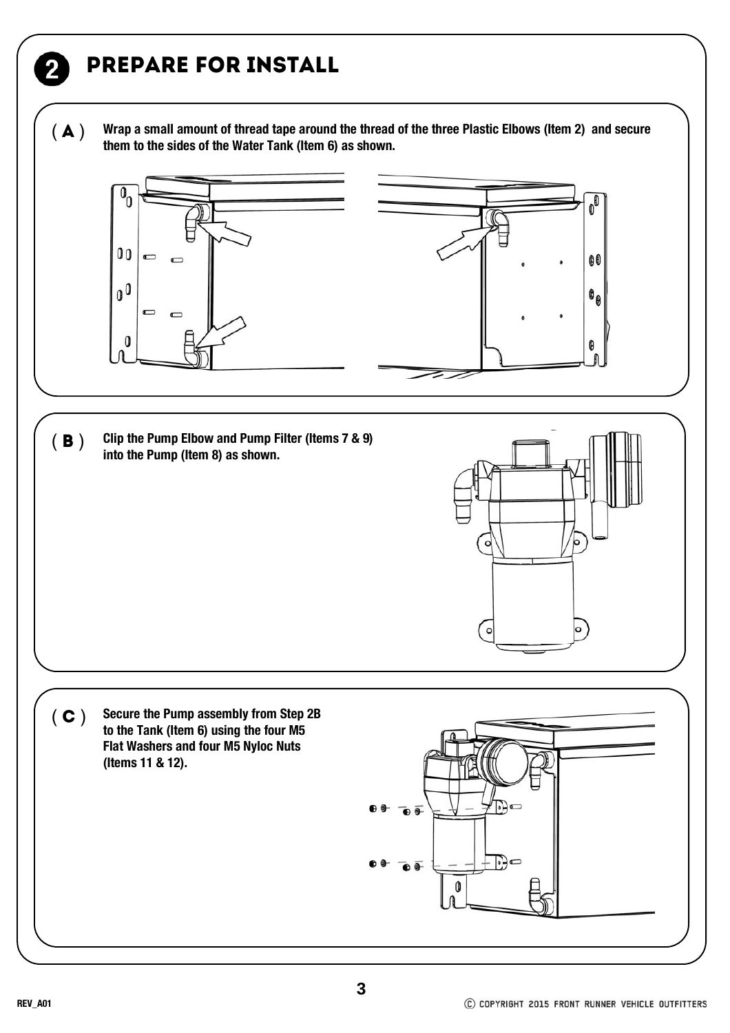## 2 PREPARE FOR INSTALL

**( A )** **Wrap a small amount of thread tape around the thread of the three Plastic Elbows (Item 2) and secure them to the sides of the Water Tank (Item 6) as shown.**

**( B )** **Clip the Pump Elbow and Pump Filter (Items 7 & 9) into the Pump (Item 8) as shown.**

**( C )** **Secure the Pump assembly from Step 2B to the Tank (Item 6) using the four M5 Flat Washers and four M5 Nyloc Nuts (Items 11 & 12).**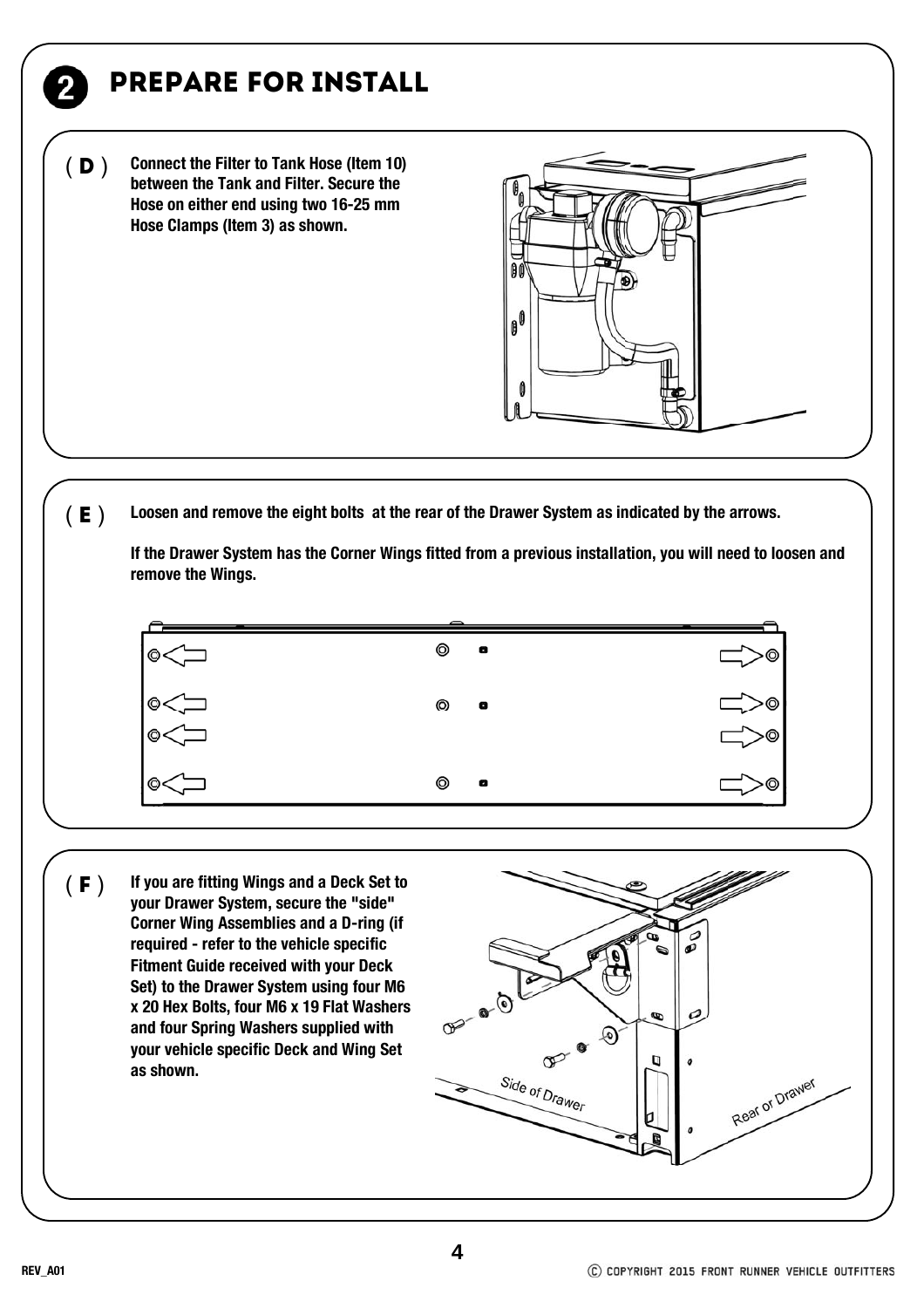# 2 PREPARE FOR INSTALL

**( D )** **Connect the Filter to Tank Hose (Item 10) between the Tank and Filter. Secure the Hose on either end using two 16-25 mm Hose Clamps (Item 3) as shown.**

**( E )** **Loosen and remove the eight bolts at the rear of the Drawer System as indicated by the arrows.**

**If the Drawer System has the Corner Wings fitted from a previous installation, you will need to loosen and remove the Wings.**

**( F )** **If you are fitting Wings and a Deck Set to your Drawer System, secure the "side" Corner Wing Assemblies and a D-ring (if required - refer to the vehicle specific Fitment Guide received with your Deck Set) to the Drawer System using four M6 x 20 Hex Bolts, four M6 x 19 Flat Washers and four Spring Washers supplied with your vehicle specific Deck and Wing Set as shown.**

Side of Drawer

Rear of Drawer

REV_A01

Ⓒ COPYRIGHT 2015 FRONT RUNNER VEHICLE OUTFITTERS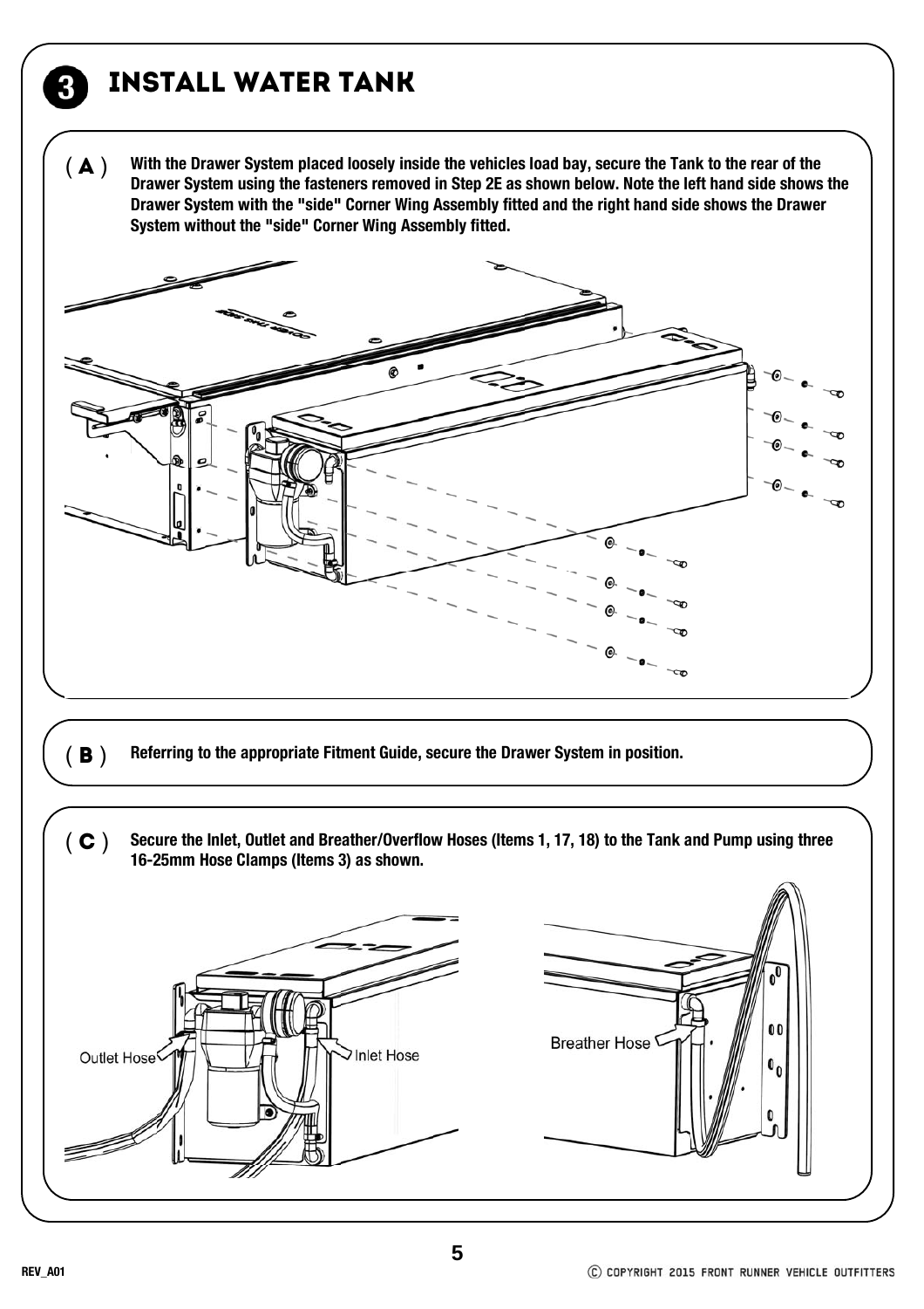# 3 INSTALL WATER TANK

**( A )** **With the Drawer System placed loosely inside the vehicles load bay, secure the Tank to the rear of the Drawer System using the fasteners removed in Step 2E as shown below. Note the left hand side shows the Drawer System with the "side" Corner Wing Assembly fitted and the right hand side shows the Drawer System without the "side" Corner Wing Assembly fitted.**

**( B )** **Referring to the appropriate Fitment Guide, secure the Drawer System in position.**

**( C )** **Secure the Inlet, Outlet and Breather/Overflow Hoses (Items 1, 17, 18) to the Tank and Pump using three 16-25mm Hose Clamps (Items 3) as shown.**

Outlet Hose

Inlet Hose

Breather Hose

REV_A01

© COPYRIGHT 2015 FRONT RUNNER VEHICLE OUTFITTERS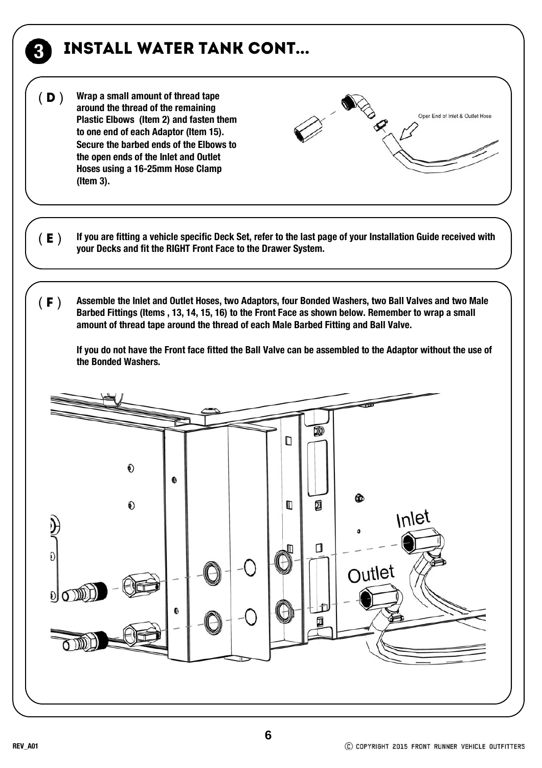# 3 INSTALL WATER TANK CONT...

**( D )** **Wrap a small amount of thread tape around the thread of the remaining Plastic Elbows (Item 2) and fasten them to one end of each Adaptor (Item 15). Secure the barbed ends of the Elbows to the open ends of the Inlet and Outlet Hoses using a 16-25mm Hose Clamp (Item 3).**

Oper End of Inlet & Outlet Hose

**( E )** **If you are fitting a vehicle specific Deck Set, refer to the last page of your Installation Guide received with your Decks and fit the RIGHT Front Face to the Drawer System.**

**( F )** **Assemble the Inlet and Outlet Hoses, two Adaptors, four Bonded Washers, two Ball Valves and two Male Barbed Fittings (Items , 13, 14, 15, 16) to the Front Face as shown below. Remember to wrap a small amount of thread tape around the thread of each Male Barbed Fitting and Ball Valve.**

**If you do not have the Front face fitted the Ball Valve can be assembled to the Adaptor without the use of the Bonded Washers.**

Inlet

Outlet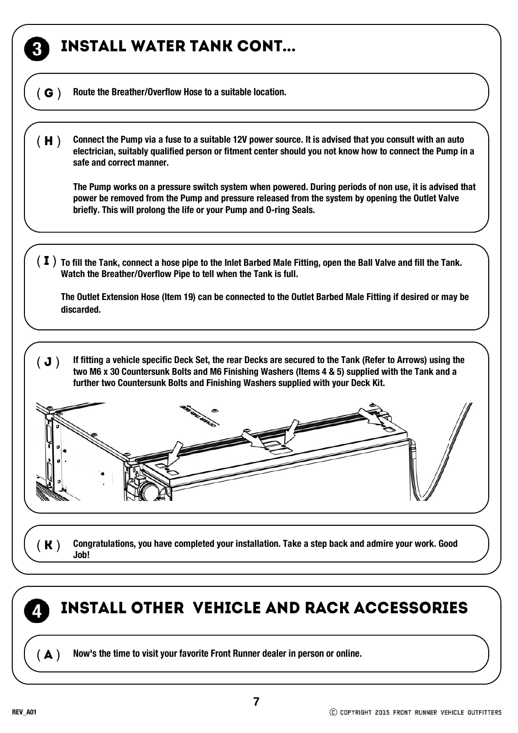## 3 INSTALL WATER TANK CONT...

**( G )** Route the Breather/Overflow Hose to a suitable location.

**( H )** Connect the Pump via a fuse to a suitable 12V power source. It is advised that you consult with an auto electrician, suitably qualified person or fitment center should you not know how to connect the Pump in a safe and correct manner.

The Pump works on a pressure switch system when powered. During periods of non use, it is advised that power be removed from the Pump and pressure released from the system by opening the Outlet Valve briefly. This will prolong the life or your Pump and O-ring Seals.

**( I )** To fill the Tank, connect a hose pipe to the Inlet Barbed Male Fitting, open the Ball Valve and fill the Tank. Watch the Breather/Overflow Pipe to tell when the Tank is full.

The Outlet Extension Hose (Item 19) can be connected to the Outlet Barbed Male Fitting if desired or may be discarded.

**( J )** If fitting a vehicle specific Deck Set, the rear Decks are secured to the Tank (Refer to Arrows) using the two M6 x 30 Countersunk Bolts and M6 Finishing Washers (Items 4 & 5) supplied with the Tank and a further two Countersunk Bolts and Finishing Washers supplied with your Deck Kit.

**( K )** Congratulations, you have completed your installation. Take a step back and admire your work. Good Job!

## 4 INSTALL OTHER VEHICLE AND RACK ACCESSORIES

**( A )** Now's the time to visit your favorite Front Runner dealer in person or online.

REV_A01

© COPYRIGHT 2015 FRONT RUNNER VEHICLE OUTFITTERS